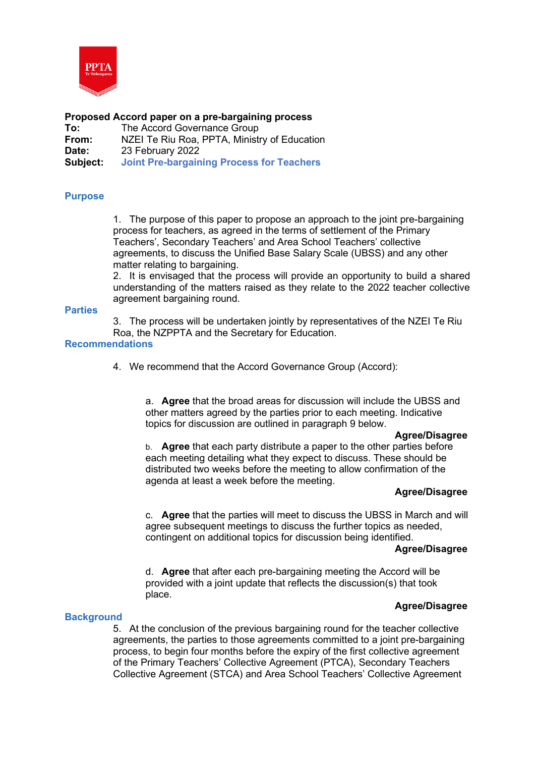**Proposed Accord paper on a pre-bargaining process**

**To:** The Accord Governance Group
**From:** NZEI Te Riu Roa, PPTA, Ministry of Education
**Date:** 23 February 2022
**Subject:** Joint Pre-bargaining Process for Teachers

## Purpose

1. The purpose of this paper to propose an approach to the joint pre-bargaining process for teachers, as agreed in the terms of settlement of the Primary Teachers', Secondary Teachers' and Area School Teachers' collective agreements, to discuss the Unified Base Salary Scale (UBSS) and any other matter relating to bargaining.
2. It is envisaged that the process will provide an opportunity to build a shared understanding of the matters raised as they relate to the 2022 teacher collective agreement bargaining round.

## Parties

3. The process will be undertaken jointly by representatives of the NZEI Te Riu Roa, the NZPPTA and the Secretary for Education.

## Recommendations

4. We recommend that the Accord Governance Group (Accord):

   a. **Agree** that the broad areas for discussion will include the UBSS and other matters agreed by the parties prior to each meeting. Indicative topics for discussion are outlined in paragraph 9 below.

   **Agree/Disagree**

   b. **Agree** that each party distribute a paper to the other parties before each meeting detailing what they expect to discuss. These should be distributed two weeks before the meeting to allow confirmation of the agenda at least a week before the meeting.

   **Agree/Disagree**

   c. **Agree** that the parties will meet to discuss the UBSS in March and will agree subsequent meetings to discuss the further topics as needed, contingent on additional topics for discussion being identified.

   **Agree/Disagree**

   d. **Agree** that after each pre-bargaining meeting the Accord will be provided with a joint update that reflects the discussion(s) that took place.

   **Agree/Disagree**

## Background

5. At the conclusion of the previous bargaining round for the teacher collective agreements, the parties to those agreements committed to a joint pre-bargaining process, to begin four months before the expiry of the first collective agreement of the Primary Teachers' Collective Agreement (PTCA), Secondary Teachers Collective Agreement (STCA) and Area School Teachers' Collective Agreement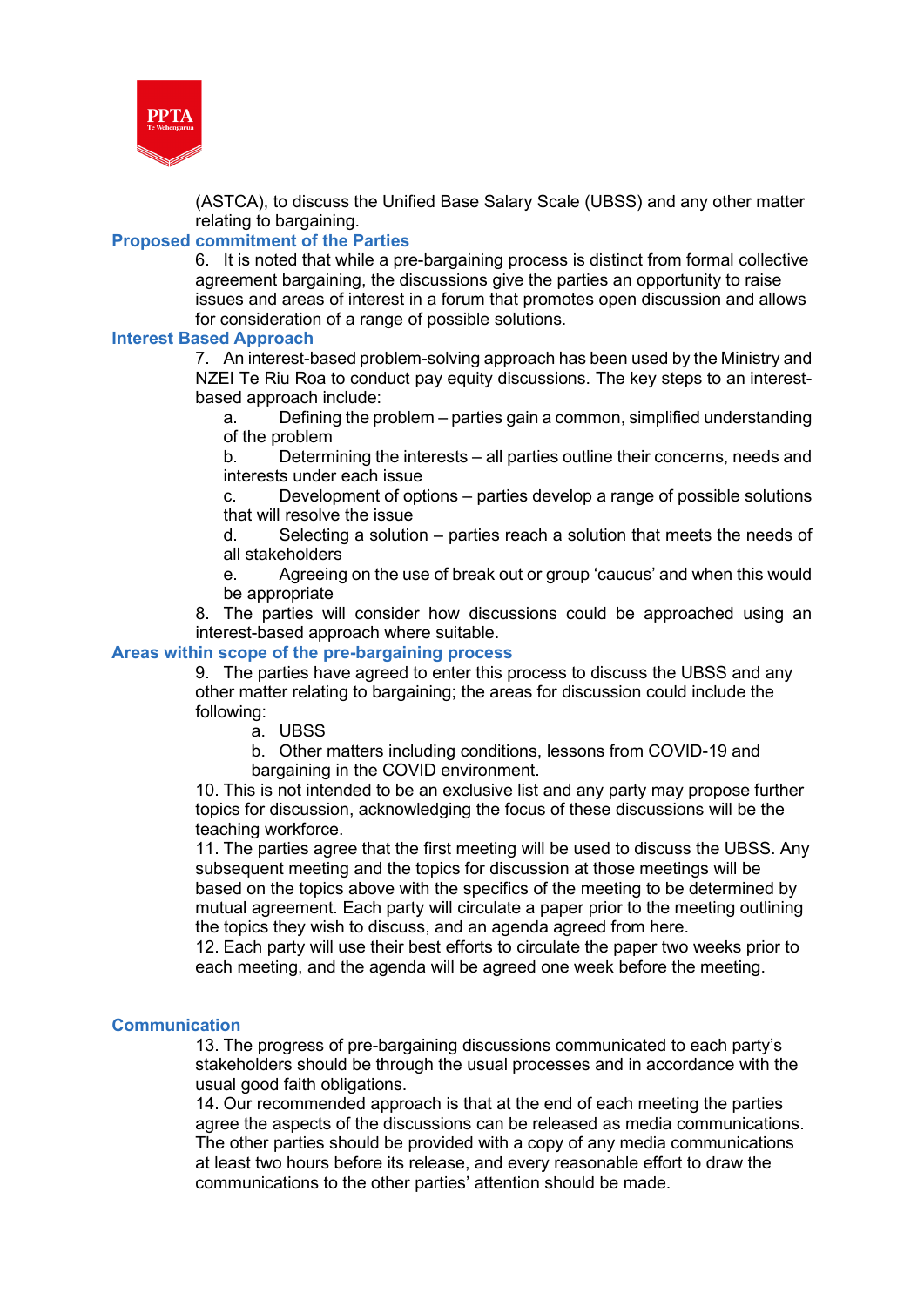(ASTCA), to discuss the Unified Base Salary Scale (UBSS) and any other matter relating to bargaining.

## Proposed commitment of the Parties

6. It is noted that while a pre-bargaining process is distinct from formal collective agreement bargaining, the discussions give the parties an opportunity to raise issues and areas of interest in a forum that promotes open discussion and allows for consideration of a range of possible solutions.

## Interest Based Approach

7. An interest-based problem-solving approach has been used by the Ministry and NZEI Te Riu Roa to conduct pay equity discussions. The key steps to an interest-based approach include:
   - a. Defining the problem – parties gain a common, simplified understanding of the problem
   - b. Determining the interests – all parties outline their concerns, needs and interests under each issue
   - c. Development of options – parties develop a range of possible solutions that will resolve the issue
   - d. Selecting a solution – parties reach a solution that meets the needs of all stakeholders
   - e. Agreeing on the use of break out or group 'caucus' and when this would be appropriate
8. The parties will consider how discussions could be approached using an interest-based approach where suitable.

## Areas within scope of the pre-bargaining process

9. The parties have agreed to enter this process to discuss the UBSS and any other matter relating to bargaining; the areas for discussion could include the following:
   - a. UBSS
   - b. Other matters including conditions, lessons from COVID-19 and bargaining in the COVID environment.
10. This is not intended to be an exclusive list and any party may propose further topics for discussion, acknowledging the focus of these discussions will be the teaching workforce.
11. The parties agree that the first meeting will be used to discuss the UBSS. Any subsequent meeting and the topics for discussion at those meetings will be based on the topics above with the specifics of the meeting to be determined by mutual agreement. Each party will circulate a paper prior to the meeting outlining the topics they wish to discuss, and an agenda agreed from here.
12. Each party will use their best efforts to circulate the paper two weeks prior to each meeting, and the agenda will be agreed one week before the meeting.

## Communication

13. The progress of pre-bargaining discussions communicated to each party's stakeholders should be through the usual processes and in accordance with the usual good faith obligations.
14. Our recommended approach is that at the end of each meeting the parties agree the aspects of the discussions can be released as media communications. The other parties should be provided with a copy of any media communications at least two hours before its release, and every reasonable effort to draw the communications to the other parties' attention should be made.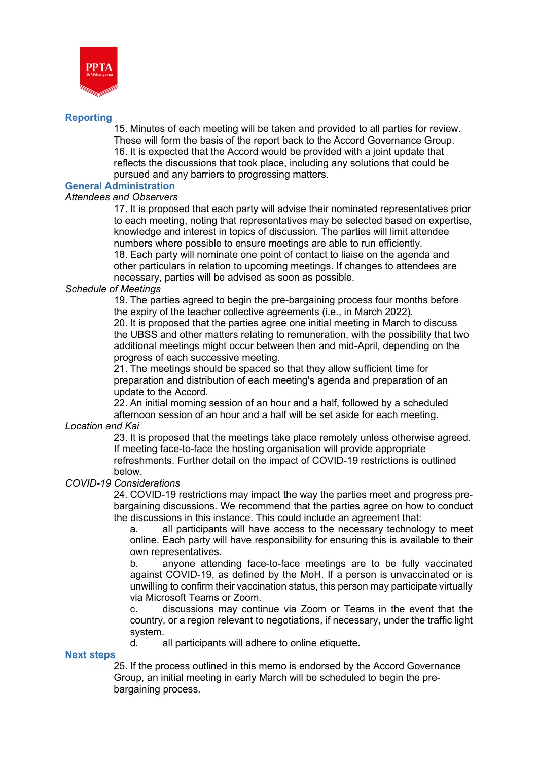## Reporting

15. Minutes of each meeting will be taken and provided to all parties for review. These will form the basis of the report back to the Accord Governance Group.
16. It is expected that the Accord would be provided with a joint update that reflects the discussions that took place, including any solutions that could be pursued and any barriers to progressing matters.

## General Administration

*Attendees and Observers*

17. It is proposed that each party will advise their nominated representatives prior to each meeting, noting that representatives may be selected based on expertise, knowledge and interest in topics of discussion. The parties will limit attendee numbers where possible to ensure meetings are able to run efficiently.
18. Each party will nominate one point of contact to liaise on the agenda and other particulars in relation to upcoming meetings. If changes to attendees are necessary, parties will be advised as soon as possible.

*Schedule of Meetings*

19. The parties agreed to begin the pre-bargaining process four months before the expiry of the teacher collective agreements (i.e., in March 2022).
20. It is proposed that the parties agree one initial meeting in March to discuss the UBSS and other matters relating to remuneration, with the possibility that two additional meetings might occur between then and mid-April, depending on the progress of each successive meeting.
21. The meetings should be spaced so that they allow sufficient time for preparation and distribution of each meeting's agenda and preparation of an update to the Accord.
22. An initial morning session of an hour and a half, followed by a scheduled afternoon session of an hour and a half will be set aside for each meeting.

*Location and Kai*

23. It is proposed that the meetings take place remotely unless otherwise agreed. If meeting face-to-face the hosting organisation will provide appropriate refreshments. Further detail on the impact of COVID-19 restrictions is outlined below.

*COVID-19 Considerations*

24. COVID-19 restrictions may impact the way the parties meet and progress pre-bargaining discussions. We recommend that the parties agree on how to conduct the discussions in this instance. This could include an agreement that:
    a. all participants will have access to the necessary technology to meet online. Each party will have responsibility for ensuring this is available to their own representatives.
    b. anyone attending face-to-face meetings are to be fully vaccinated against COVID-19, as defined by the MoH. If a person is unvaccinated or is unwilling to confirm their vaccination status, this person may participate virtually via Microsoft Teams or Zoom.
    c. discussions may continue via Zoom or Teams in the event that the country, or a region relevant to negotiations, if necessary, under the traffic light system.
    d. all participants will adhere to online etiquette.

## Next steps

25. If the process outlined in this memo is endorsed by the Accord Governance Group, an initial meeting in early March will be scheduled to begin the pre-bargaining process.